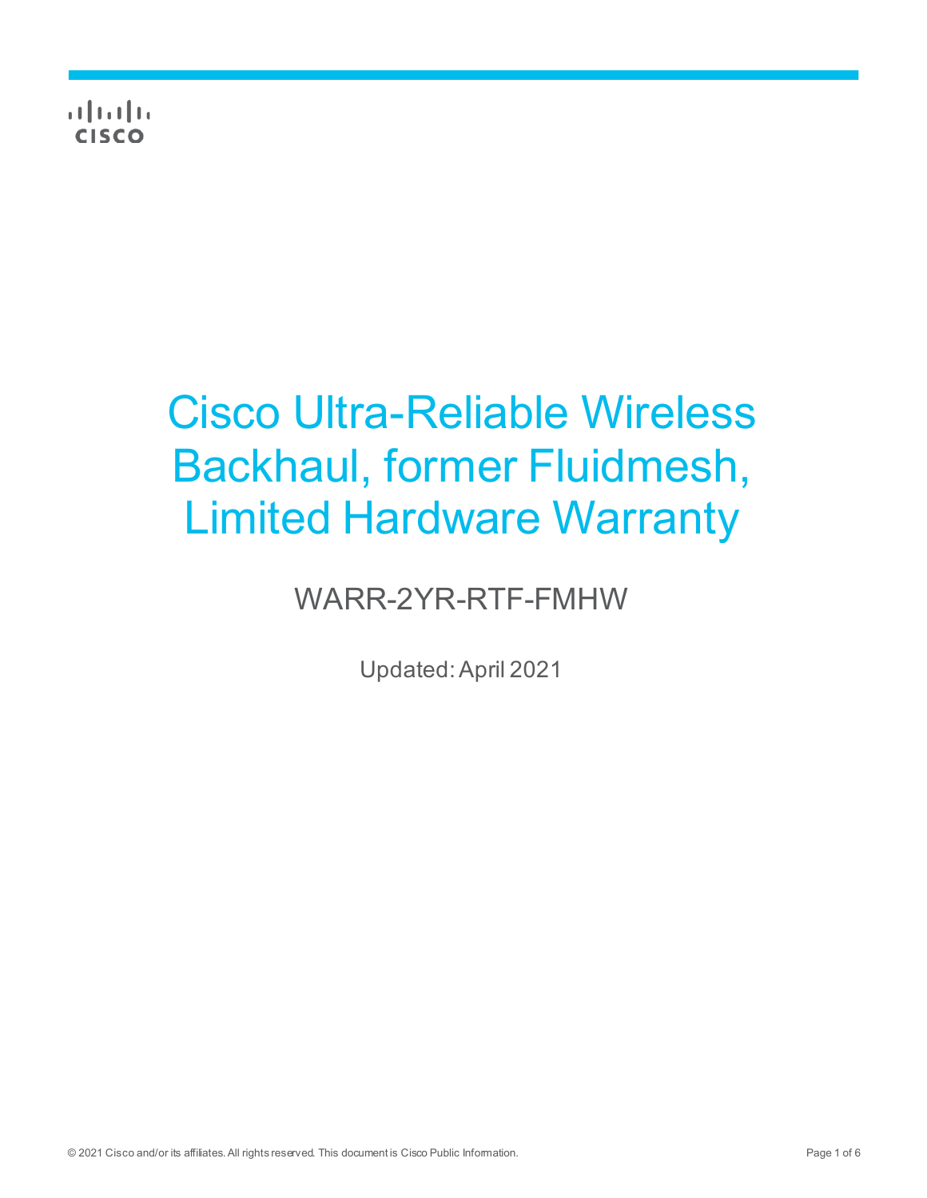# Cisco Ultra-Reliable Wireless Backhaul, former Fluidmesh, Limited Hardware Warranty

WARR-2YR-RTF-FMHW

Updated: April 2021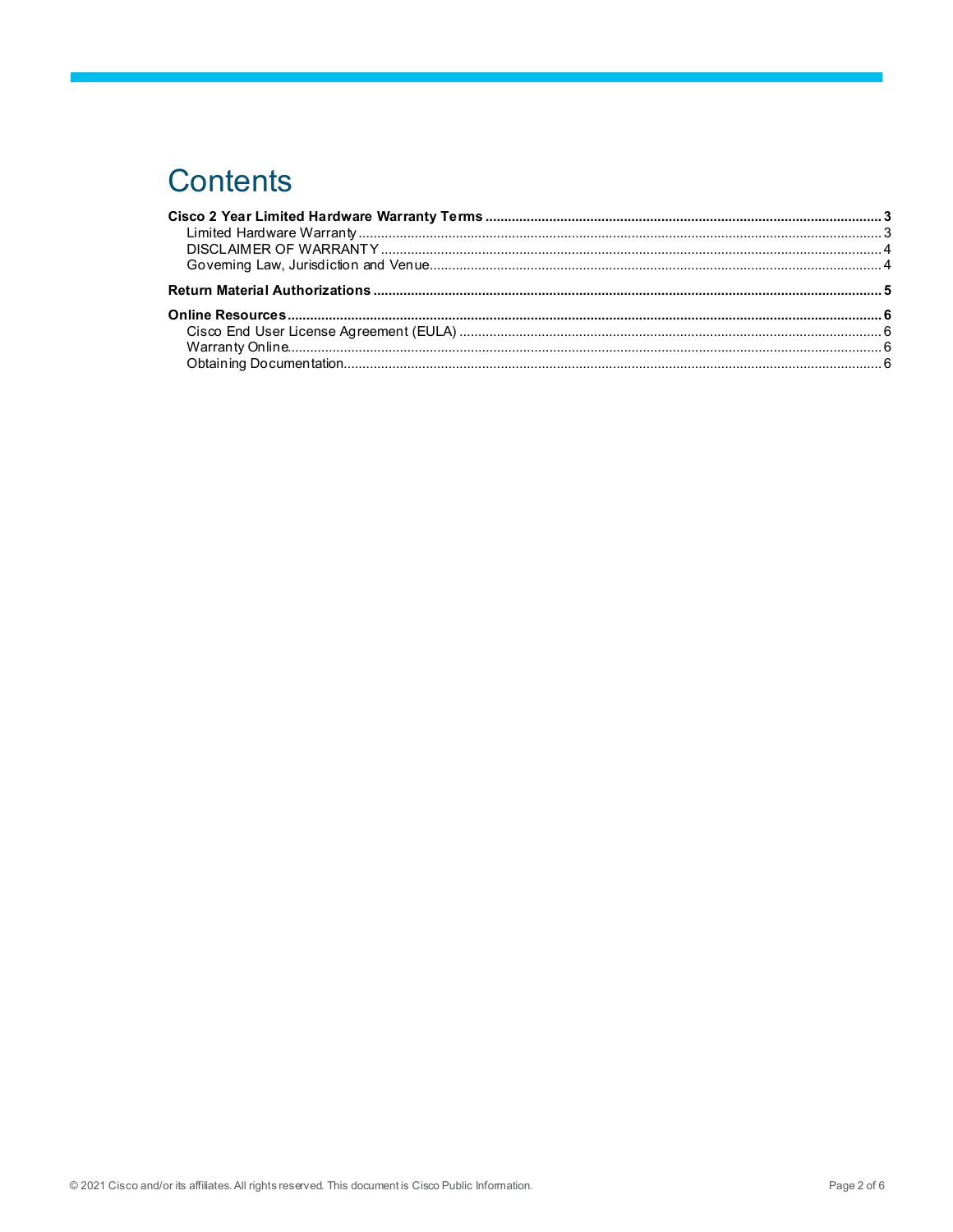# Contents

**Cisco 2 Year Limited Hardware Warranty Terms** ..... **3**
- Limited Hardware Warranty ..... 3
- DISCLAIMER OF WARRANTY ..... 4
- Governing Law, Jurisdiction and Venue ..... 4

**Return Material Authorizations** ..... **5**

**Online Resources** ..... **6**
- Cisco End User License Agreement (EULA) ..... 6
- Warranty Online ..... 6
- Obtaining Documentation ..... 6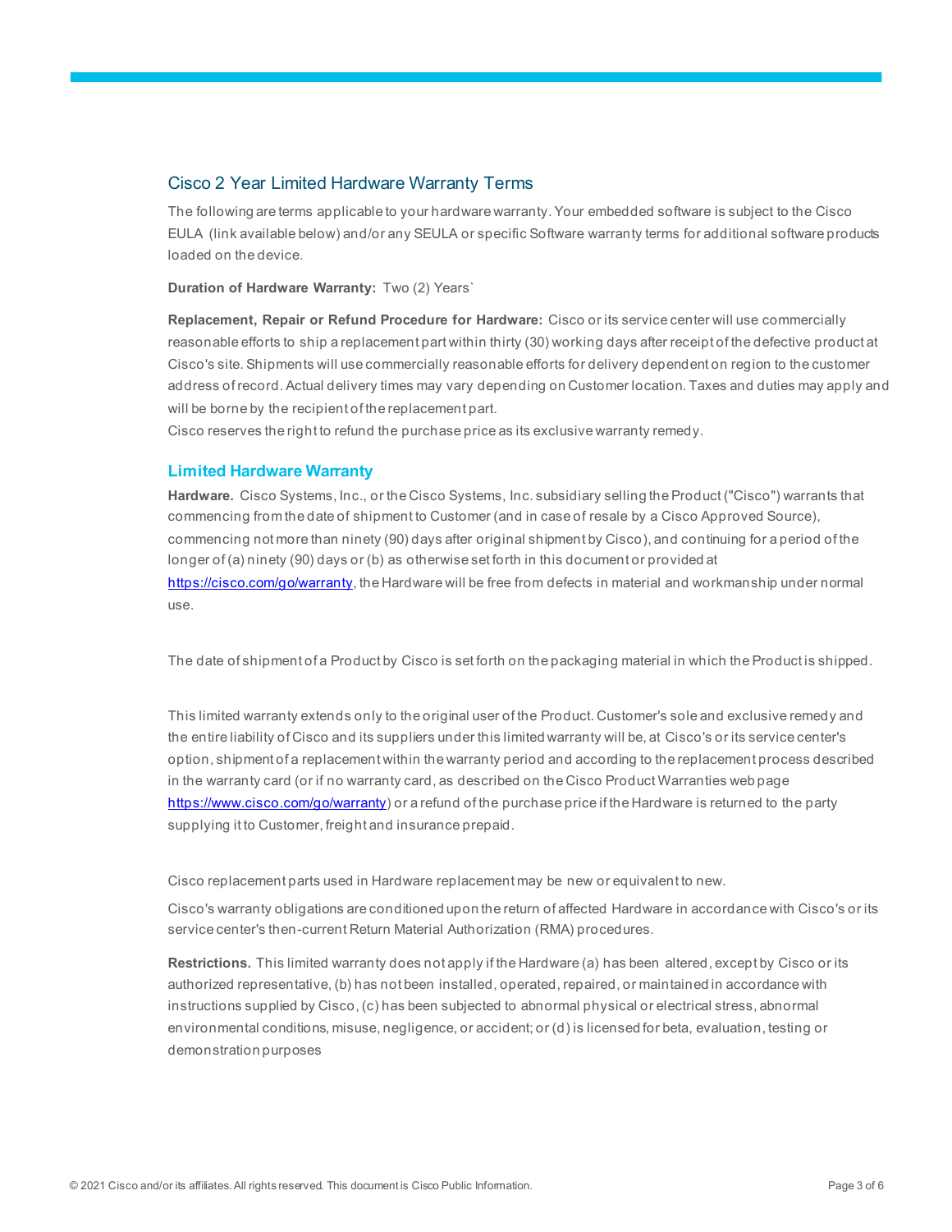## Cisco 2 Year Limited Hardware Warranty Terms

The following are terms applicable to your hardware warranty. Your embedded software is subject to the Cisco EULA (link available below) and/or any SEULA or specific Software warranty terms for additional software products loaded on the device.

**Duration of Hardware Warranty:** Two (2) Years`

**Replacement, Repair or Refund Procedure for Hardware:** Cisco or its service center will use commercially reasonable efforts to ship a replacement part within thirty (30) working days after receipt of the defective product at Cisco's site. Shipments will use commercially reasonable efforts for delivery dependent on region to the customer address of record. Actual delivery times may vary depending on Customer location. Taxes and duties may apply and will be borne by the recipient of the replacement part.
Cisco reserves the right to refund the purchase price as its exclusive warranty remedy.

### Limited Hardware Warranty

**Hardware.** Cisco Systems, Inc., or the Cisco Systems, Inc. subsidiary selling the Product ("Cisco") warrants that commencing from the date of shipment to Customer (and in case of resale by a Cisco Approved Source), commencing not more than ninety (90) days after original shipment by Cisco), and continuing for a period of the longer of (a) ninety (90) days or (b) as otherwise set forth in this document or provided at https://cisco.com/go/warranty, the Hardware will be free from defects in material and workmanship under normal use.

The date of shipment of a Product by Cisco is set forth on the packaging material in which the Product is shipped.

This limited warranty extends only to the original user of the Product. Customer's sole and exclusive remedy and the entire liability of Cisco and its suppliers under this limited warranty will be, at Cisco's or its service center's option, shipment of a replacement within the warranty period and according to the replacement process described in the warranty card (or if no warranty card, as described on the Cisco Product Warranties web page https://www.cisco.com/go/warranty) or a refund of the purchase price if the Hardware is returned to the party supplying it to Customer, freight and insurance prepaid.

Cisco replacement parts used in Hardware replacement may be new or equivalent to new.

Cisco's warranty obligations are conditioned upon the return of affected Hardware in accordance with Cisco's or its service center's then-current Return Material Authorization (RMA) procedures.

**Restrictions.** This limited warranty does not apply if the Hardware (a) has been altered, except by Cisco or its authorized representative, (b) has not been installed, operated, repaired, or maintained in accordance with instructions supplied by Cisco, (c) has been subjected to abnormal physical or electrical stress, abnormal environmental conditions, misuse, negligence, or accident; or (d) is licensed for beta, evaluation, testing or demonstration purposes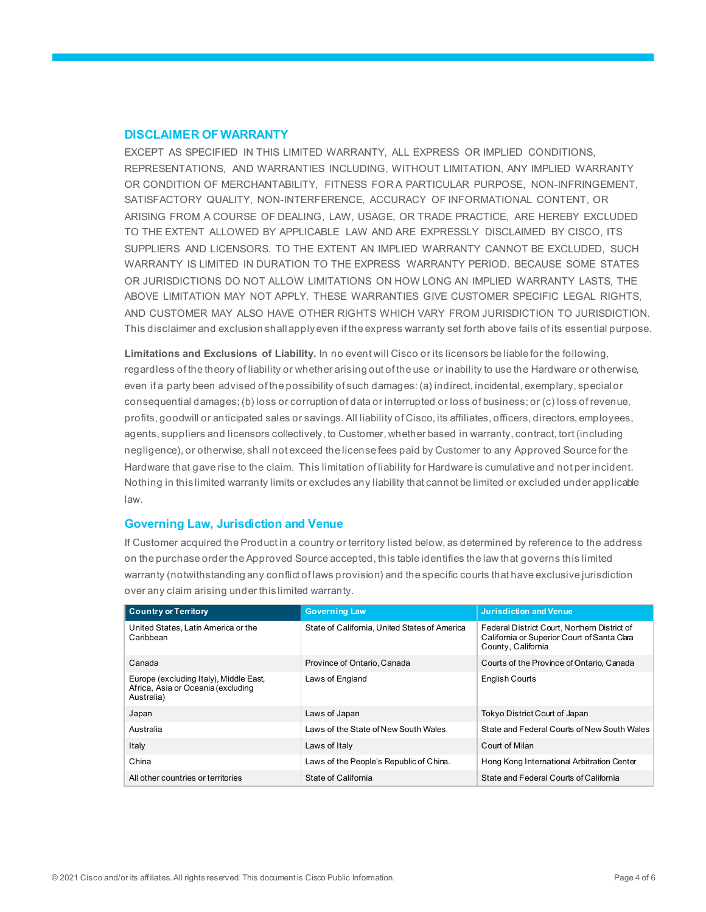## DISCLAIMER OF WARRANTY

EXCEPT AS SPECIFIED IN THIS LIMITED WARRANTY, ALL EXPRESS OR IMPLIED CONDITIONS, REPRESENTATIONS, AND WARRANTIES INCLUDING, WITHOUT LIMITATION, ANY IMPLIED WARRANTY OR CONDITION OF MERCHANTABILITY, FITNESS FOR A PARTICULAR PURPOSE, NON-INFRINGEMENT, SATISFACTORY QUALITY, NON-INTERFERENCE, ACCURACY OF INFORMATIONAL CONTENT, OR ARISING FROM A COURSE OF DEALING, LAW, USAGE, OR TRADE PRACTICE, ARE HEREBY EXCLUDED TO THE EXTENT ALLOWED BY APPLICABLE LAW AND ARE EXPRESSLY DISCLAIMED BY CISCO, ITS SUPPLIERS AND LICENSORS. TO THE EXTENT AN IMPLIED WARRANTY CANNOT BE EXCLUDED, SUCH WARRANTY IS LIMITED IN DURATION TO THE EXPRESS WARRANTY PERIOD. BECAUSE SOME STATES OR JURISDICTIONS DO NOT ALLOW LIMITATIONS ON HOW LONG AN IMPLIED WARRANTY LASTS, THE ABOVE LIMITATION MAY NOT APPLY. THESE WARRANTIES GIVE CUSTOMER SPECIFIC LEGAL RIGHTS, AND CUSTOMER MAY ALSO HAVE OTHER RIGHTS WHICH VARY FROM JURISDICTION TO JURISDICTION. This disclaimer and exclusion shall apply even if the express warranty set forth above fails of its essential purpose.

**Limitations and Exclusions of Liability.** In no event will Cisco or its licensors be liable for the following, regardless of the theory of liability or whether arising out of the use or inability to use the Hardware or otherwise, even if a party been advised of the possibility of such damages: (a) indirect, incidental, exemplary, special or consequential damages; (b) loss or corruption of data or interrupted or loss of business; or (c) loss of revenue, profits, goodwill or anticipated sales or savings. All liability of Cisco, its affiliates, officers, directors, employees, agents, suppliers and licensors collectively, to Customer, whether based in warranty, contract, tort (including negligence), or otherwise, shall not exceed the license fees paid by Customer to any Approved Source for the Hardware that gave rise to the claim. This limitation of liability for Hardware is cumulative and not per incident. Nothing in this limited warranty limits or excludes any liability that cannot be limited or excluded under applicable law.

## Governing Law, Jurisdiction and Venue

If Customer acquired the Product in a country or territory listed below, as determined by reference to the address on the purchase order the Approved Source accepted, this table identifies the law that governs this limited warranty (notwithstanding any conflict of laws provision) and the specific courts that have exclusive jurisdiction over any claim arising under this limited warranty.

| Country or Territory | Governing Law | Jurisdiction and Venue |
|---|---|---|
| United States, Latin America or the Caribbean | State of California, United States of America | Federal District Court, Northern District of California or Superior Court of Santa Clara County, California |
| Canada | Province of Ontario, Canada | Courts of the Province of Ontario, Canada |
| Europe (excluding Italy), Middle East, Africa, Asia or Oceania (excluding Australia) | Laws of England | English Courts |
| Japan | Laws of Japan | Tokyo District Court of Japan |
| Australia | Laws of the State of New South Wales | State and Federal Courts of New South Wales |
| Italy | Laws of Italy | Court of Milan |
| China | Laws of the People's Republic of China. | Hong Kong International Arbitration Center |
| All other countries or territories | State of California | State and Federal Courts of California |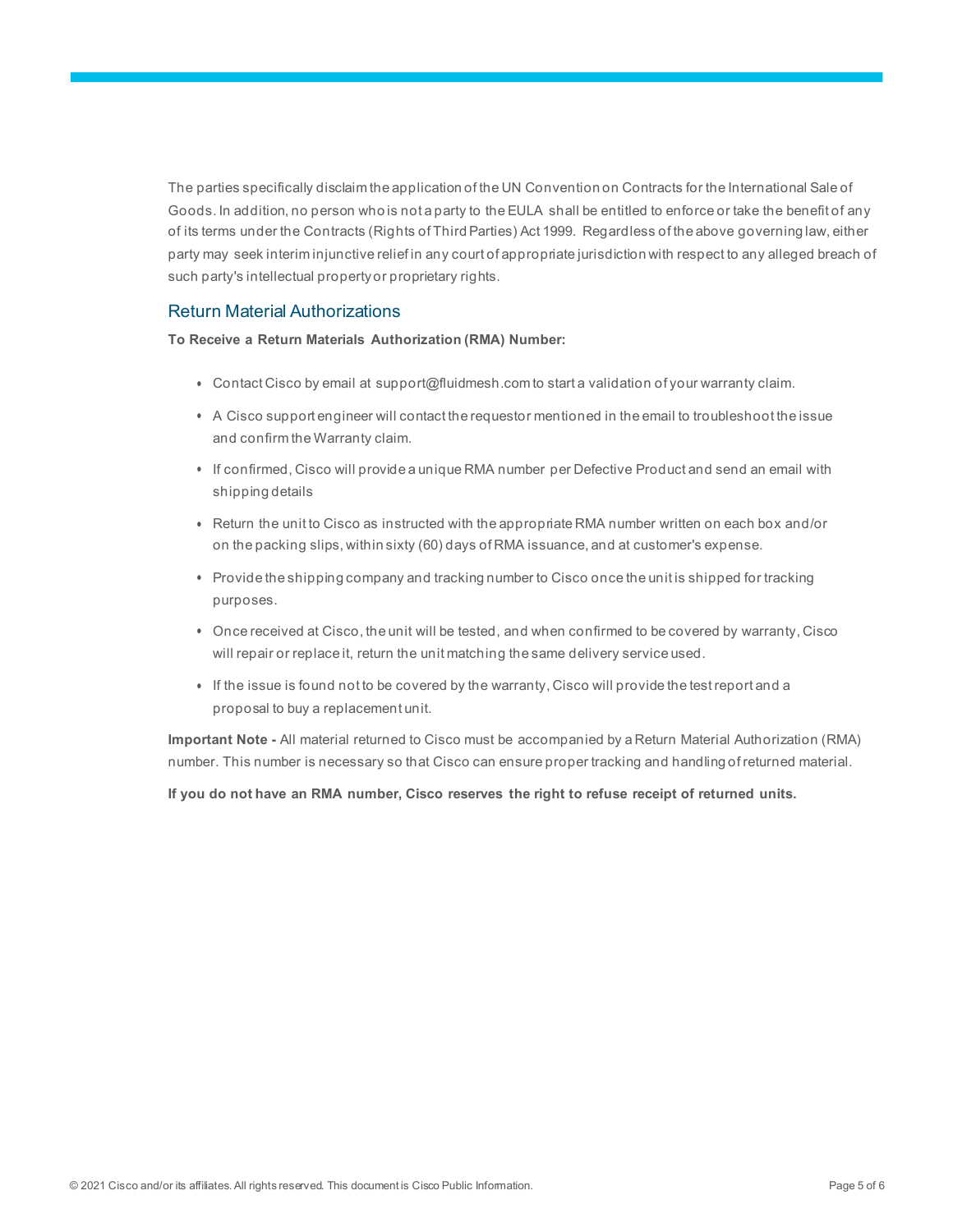The parties specifically disclaim the application of the UN Convention on Contracts for the International Sale of Goods. In addition, no person who is not a party to the EULA shall be entitled to enforce or take the benefit of any of its terms under the Contracts (Rights of Third Parties) Act 1999. Regardless of the above governing law, either party may seek interim injunctive relief in any court of appropriate jurisdiction with respect to any alleged breach of such party's intellectual property or proprietary rights.

## Return Material Authorizations

**To Receive a Return Materials Authorization (RMA) Number:**

- Contact Cisco by email at support@fluidmesh.com to start a validation of your warranty claim.
- A Cisco support engineer will contact the requestor mentioned in the email to troubleshoot the issue and confirm the Warranty claim.
- If confirmed, Cisco will provide a unique RMA number per Defective Product and send an email with shipping details
- Return the unit to Cisco as instructed with the appropriate RMA number written on each box and/or on the packing slips, within sixty (60) days of RMA issuance, and at customer's expense.
- Provide the shipping company and tracking number to Cisco once the unit is shipped for tracking purposes.
- Once received at Cisco, the unit will be tested, and when confirmed to be covered by warranty, Cisco will repair or replace it, return the unit matching the same delivery service used.
- If the issue is found not to be covered by the warranty, Cisco will provide the test report and a proposal to buy a replacement unit.

**Important Note -** All material returned to Cisco must be accompanied by a Return Material Authorization (RMA) number. This number is necessary so that Cisco can ensure proper tracking and handling of returned material.

**If you do not have an RMA number, Cisco reserves the right to refuse receipt of returned units.**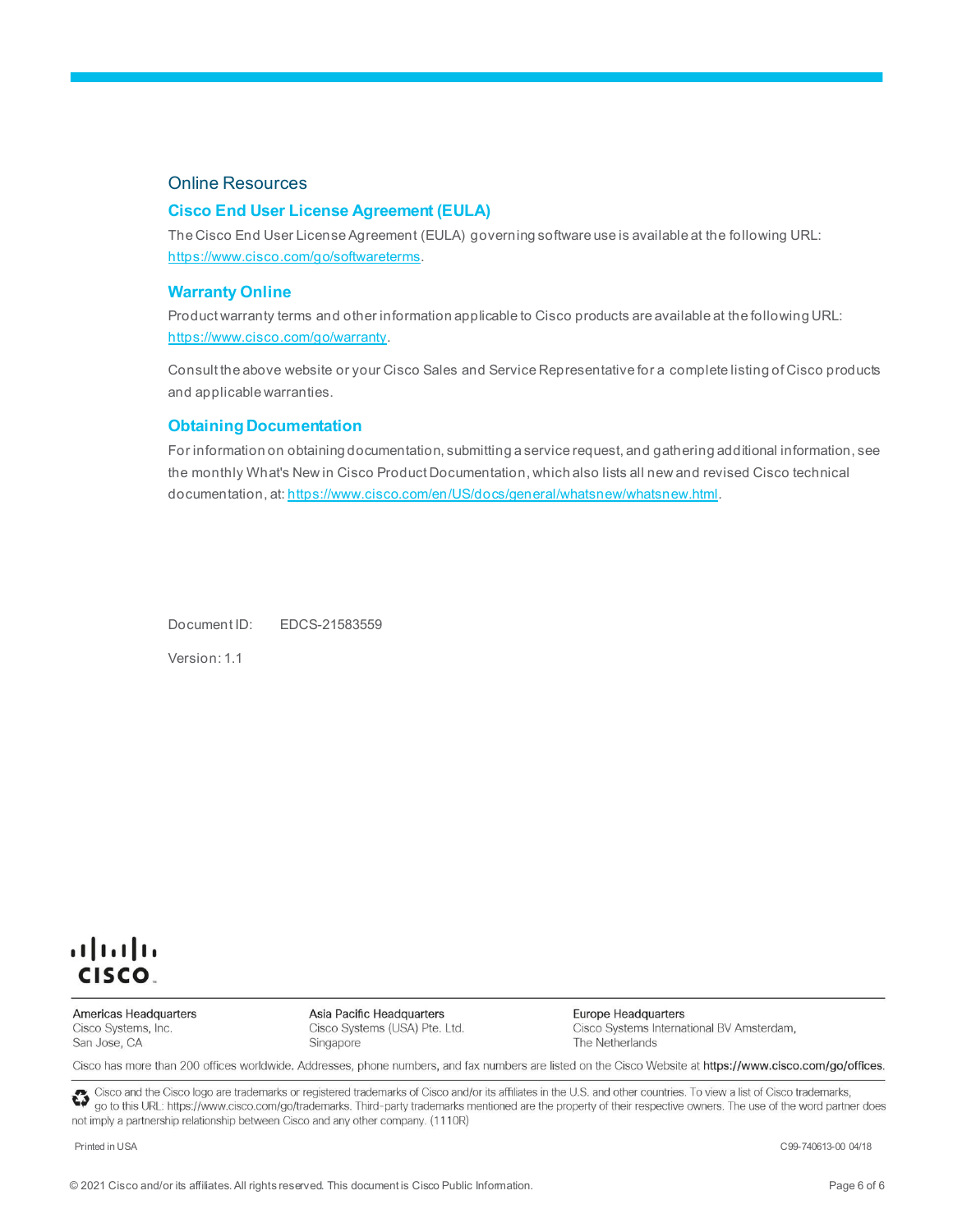## Online Resources

### Cisco End User License Agreement (EULA)

The Cisco End User License Agreement (EULA) governing software use is available at the following URL: https://www.cisco.com/go/softwareterms.

### Warranty Online

Product warranty terms and other information applicable to Cisco products are available at the following URL: https://www.cisco.com/go/warranty.

Consult the above website or your Cisco Sales and Service Representative for a complete listing of Cisco products and applicable warranties.

### Obtaining Documentation

For information on obtaining documentation, submitting a service request, and gathering additional information, see the monthly What's New in Cisco Product Documentation, which also lists all new and revised Cisco technical documentation, at: https://www.cisco.com/en/US/docs/general/whatsnew/whatsnew.html.

Document ID: EDCS-21583559

Version: 1.1

Americas Headquarters
Cisco Systems, Inc.
San Jose, CA

Asia Pacific Headquarters
Cisco Systems (USA) Pte. Ltd.
Singapore

Europe Headquarters
Cisco Systems International BV Amsterdam,
The Netherlands

Cisco has more than 200 offices worldwide. Addresses, phone numbers, and fax numbers are listed on the Cisco Website at **https://www.cisco.com/go/offices.**

Cisco and the Cisco logo are trademarks or registered trademarks of Cisco and/or its affiliates in the U.S. and other countries. To view a list of Cisco trademarks, go to this URL: https://www.cisco.com/go/trademarks. Third-party trademarks mentioned are the property of their respective owners. The use of the word partner does not imply a partnership relationship between Cisco and any other company. (1110R)

Printed in USA

C99-740613-00 04/18

© 2021 Cisco and/or its affiliates. All rights reserved. This document is Cisco Public Information.